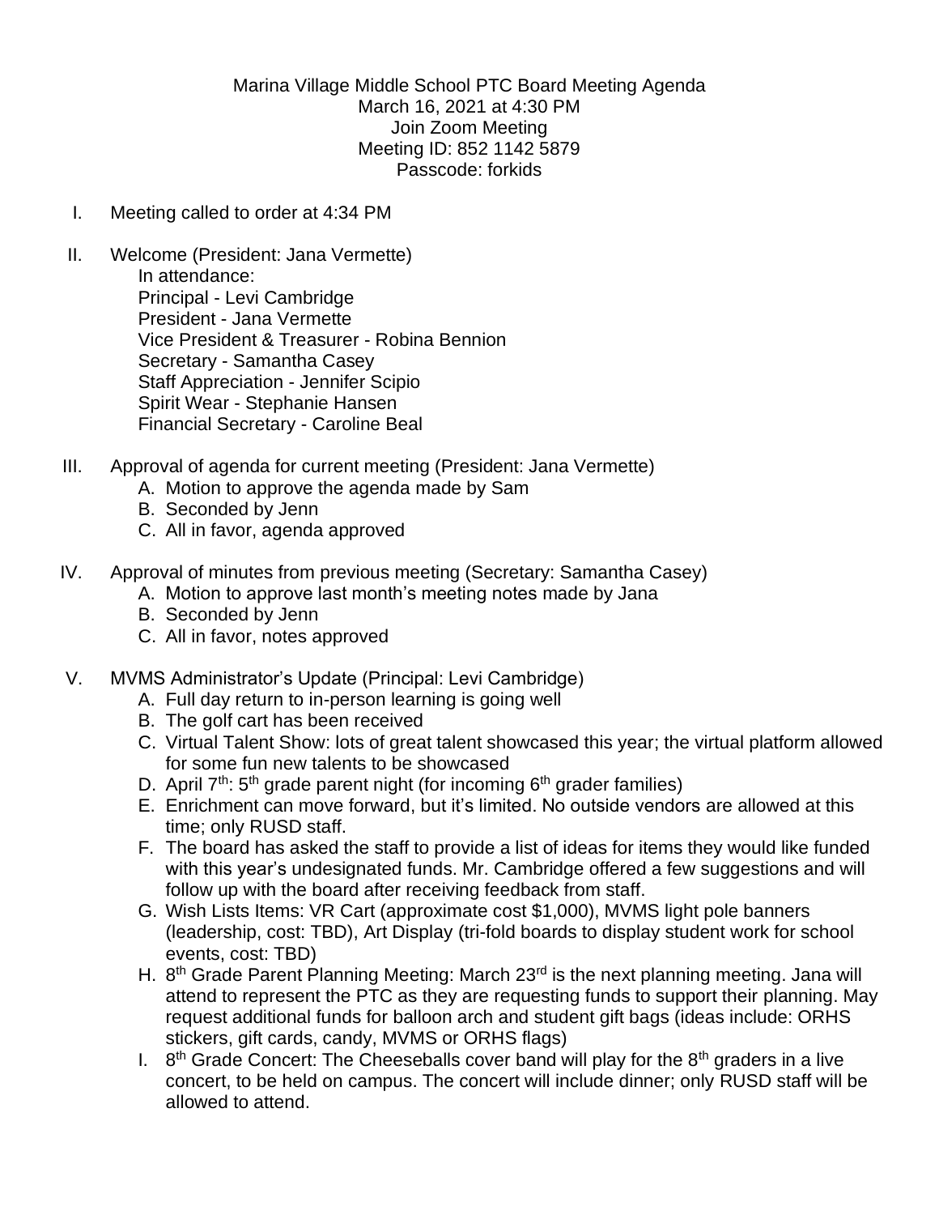Marina Village Middle School PTC Board Meeting Agenda
March 16, 2021 at 4:30 PM
Join Zoom Meeting
Meeting ID: 852 1142 5879
Passcode: forkids

I. Meeting called to order at 4:34 PM

II. Welcome (President: Jana Vermette)
    In attendance:
    Principal - Levi Cambridge
    President - Jana Vermette
    Vice President & Treasurer - Robina Bennion
    Secretary - Samantha Casey
    Staff Appreciation - Jennifer Scipio
    Spirit Wear - Stephanie Hansen
    Financial Secretary - Caroline Beal

III. Approval of agenda for current meeting (President: Jana Vermette)
    A. Motion to approve the agenda made by Sam
    B. Seconded by Jenn
    C. All in favor, agenda approved

IV. Approval of minutes from previous meeting (Secretary: Samantha Casey)
    A. Motion to approve last month's meeting notes made by Jana
    B. Seconded by Jenn
    C. All in favor, notes approved

V. MVMS Administrator's Update (Principal: Levi Cambridge)
    A. Full day return to in-person learning is going well
    B. The golf cart has been received
    C. Virtual Talent Show: lots of great talent showcased this year; the virtual platform allowed for some fun new talents to be showcased
    D. April 7th: 5th grade parent night (for incoming 6th grader families)
    E. Enrichment can move forward, but it's limited. No outside vendors are allowed at this time; only RUSD staff.
    F. The board has asked the staff to provide a list of ideas for items they would like funded with this year's undesignated funds. Mr. Cambridge offered a few suggestions and will follow up with the board after receiving feedback from staff.
    G. Wish Lists Items: VR Cart (approximate cost $1,000), MVMS light pole banners (leadership, cost: TBD), Art Display (tri-fold boards to display student work for school events, cost: TBD)
    H. 8th Grade Parent Planning Meeting: March 23rd is the next planning meeting. Jana will attend to represent the PTC as they are requesting funds to support their planning. May request additional funds for balloon arch and student gift bags (ideas include: ORHS stickers, gift cards, candy, MVMS or ORHS flags)
    I. 8th Grade Concert: The Cheeseballs cover band will play for the 8th graders in a live concert, to be held on campus. The concert will include dinner; only RUSD staff will be allowed to attend.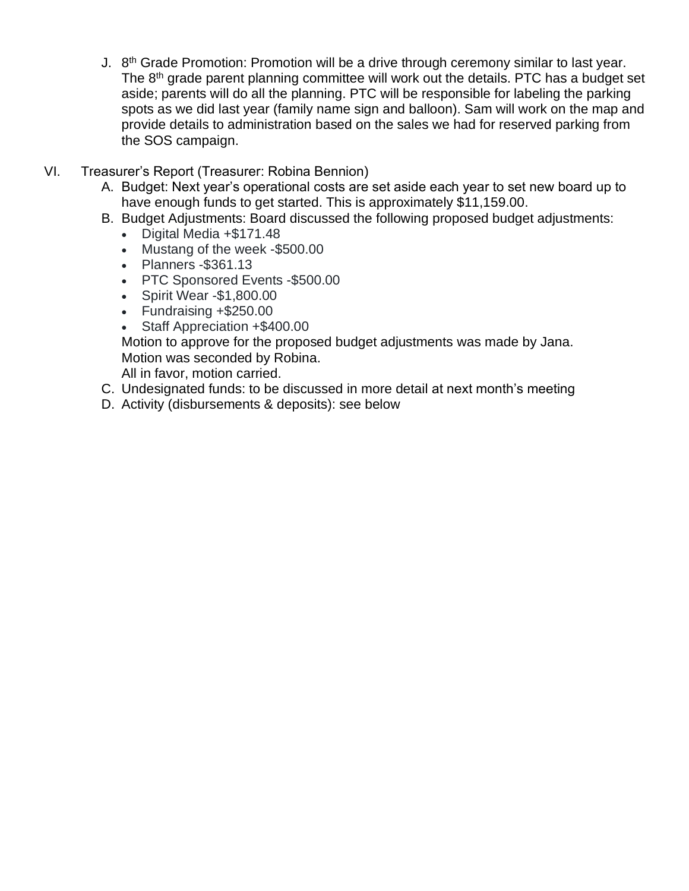J. 8th Grade Promotion: Promotion will be a drive through ceremony similar to last year. The 8th grade parent planning committee will work out the details. PTC has a budget set aside; parents will do all the planning. PTC will be responsible for labeling the parking spots as we did last year (family name sign and balloon). Sam will work on the map and provide details to administration based on the sales we had for reserved parking from the SOS campaign.

VI. Treasurer's Report (Treasurer: Robina Bennion)

A. Budget: Next year's operational costs are set aside each year to set new board up to have enough funds to get started. This is approximately $11,159.00.

B. Budget Adjustments: Board discussed the following proposed budget adjustments:

- Digital Media +$171.48
- Mustang of the week -$500.00
- Planners -$361.13
- PTC Sponsored Events -$500.00
- Spirit Wear -$1,800.00
- Fundraising +$250.00
- Staff Appreciation +$400.00

Motion to approve for the proposed budget adjustments was made by Jana.
Motion was seconded by Robina.
All in favor, motion carried.

C. Undesignated funds: to be discussed in more detail at next month's meeting

D. Activity (disbursements & deposits): see below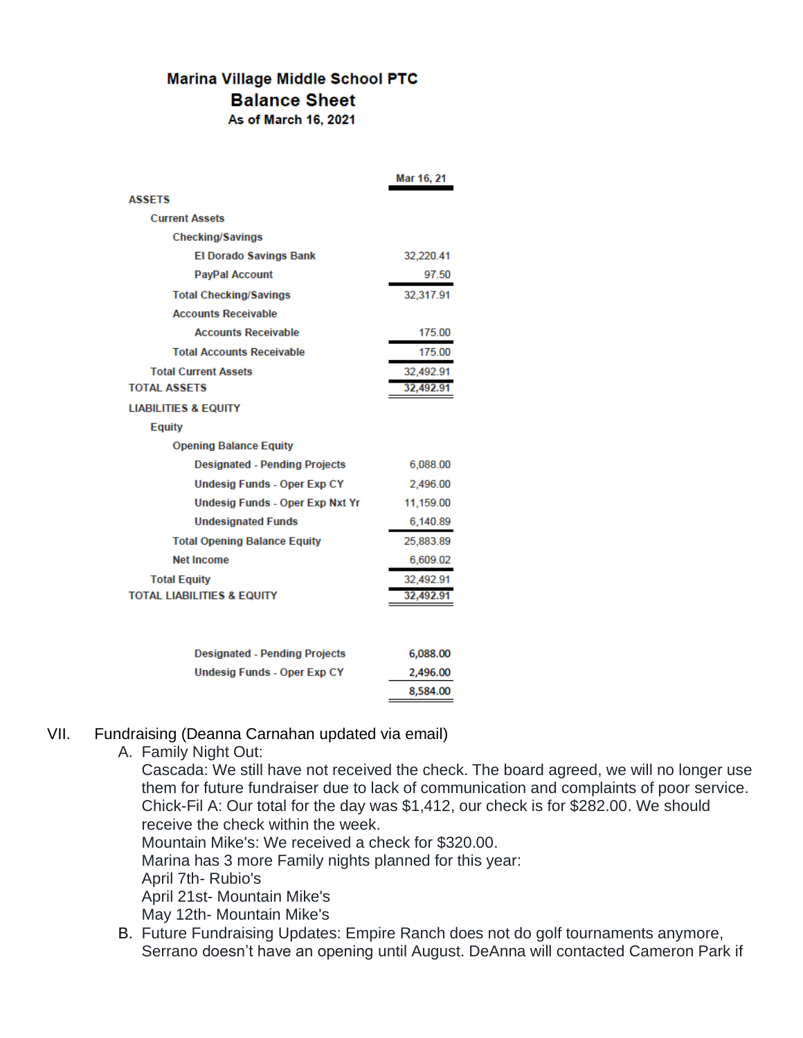**Marina Village Middle School PTC**
**Balance Sheet**
**As of March 16, 2021**

| | Mar 16, 21 |
|---|---|
| **ASSETS** | |
| Current Assets | |
| Checking/Savings | |
| El Dorado Savings Bank | 32,220.41 |
| PayPal Account | 97.50 |
| Total Checking/Savings | 32,317.91 |
| Accounts Receivable | |
| Accounts Receivable | 175.00 |
| Total Accounts Receivable | 175.00 |
| Total Current Assets | 32,492.91 |
| **TOTAL ASSETS** | **32,492.91** |
| **LIABILITIES & EQUITY** | |
| Equity | |
| Opening Balance Equity | |
| Designated - Pending Projects | 6,088.00 |
| Undesig Funds - Oper Exp CY | 2,496.00 |
| Undesig Funds - Oper Exp Nxt Yr | 11,159.00 |
| Undesignated Funds | 6,140.89 |
| Total Opening Balance Equity | 25,883.89 |
| Net Income | 6,609.02 |
| Total Equity | 32,492.91 |
| **TOTAL LIABILITIES & EQUITY** | **32,492.91** |

| | |
|---|---|
| Designated - Pending Projects | 6,088.00 |
| Undesig Funds - Oper Exp CY | 2,496.00 |
| | 8,584.00 |

VII. Fundraising (Deanna Carnahan updated via email)

A. Family Night Out:
Cascada: We still have not received the check. The board agreed, we will no longer use them for future fundraiser due to lack of communication and complaints of poor service.
Chick-Fil A: Our total for the day was $1,412, our check is for $282.00. We should receive the check within the week.
Mountain Mike's: We received a check for $320.00.
Marina has 3 more Family nights planned for this year:
April 7th- Rubio's
April 21st- Mountain Mike's
May 12th- Mountain Mike's

B. Future Fundraising Updates: Empire Ranch does not do golf tournaments anymore, Serrano doesn't have an opening until August. DeAnna will contacted Cameron Park if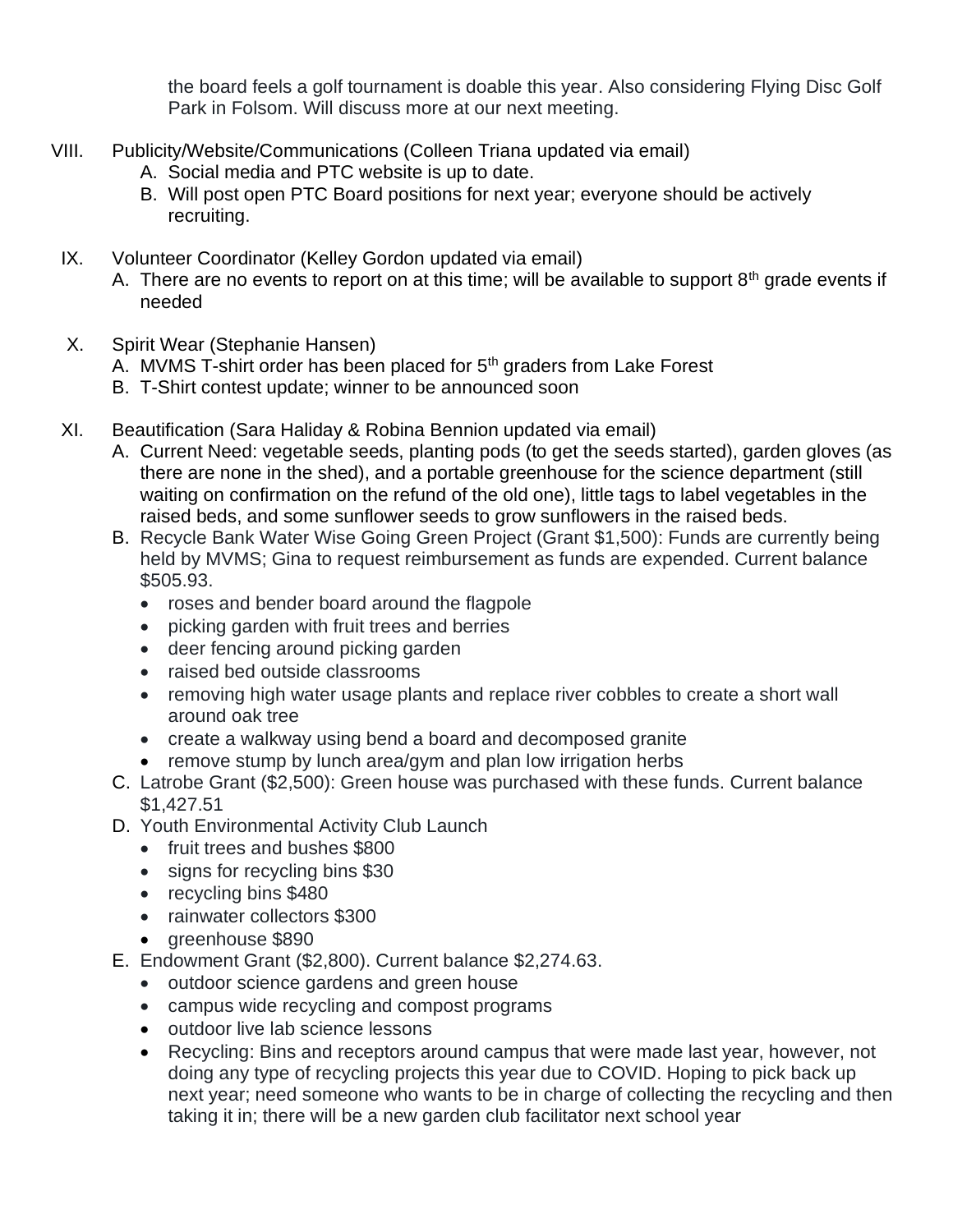the board feels a golf tournament is doable this year. Also considering Flying Disc Golf Park in Folsom. Will discuss more at our next meeting.

VIII. Publicity/Website/Communications (Colleen Triana updated via email)

A. Social media and PTC website is up to date.

B. Will post open PTC Board positions for next year; everyone should be actively recruiting.

IX. Volunteer Coordinator (Kelley Gordon updated via email)

A. There are no events to report on at this time; will be available to support 8th grade events if needed

X. Spirit Wear (Stephanie Hansen)

A. MVMS T-shirt order has been placed for 5th graders from Lake Forest

B. T-Shirt contest update; winner to be announced soon

XI. Beautification (Sara Haliday & Robina Bennion updated via email)

A. Current Need: vegetable seeds, planting pods (to get the seeds started), garden gloves (as there are none in the shed), and a portable greenhouse for the science department (still waiting on confirmation on the refund of the old one), little tags to label vegetables in the raised beds, and some sunflower seeds to grow sunflowers in the raised beds.

B. Recycle Bank Water Wise Going Green Project (Grant $1,500): Funds are currently being held by MVMS; Gina to request reimbursement as funds are expended. Current balance $505.93.

- roses and bender board around the flagpole
- picking garden with fruit trees and berries
- deer fencing around picking garden
- raised bed outside classrooms
- removing high water usage plants and replace river cobbles to create a short wall around oak tree
- create a walkway using bend a board and decomposed granite
- remove stump by lunch area/gym and plan low irrigation herbs

C. Latrobe Grant ($2,500): Green house was purchased with these funds. Current balance $1,427.51

D. Youth Environmental Activity Club Launch

- fruit trees and bushes $800
- signs for recycling bins $30
- recycling bins $480
- rainwater collectors $300
- greenhouse $890

E. Endowment Grant ($2,800). Current balance $2,274.63.

- outdoor science gardens and green house
- campus wide recycling and compost programs
- outdoor live lab science lessons
- Recycling: Bins and receptors around campus that were made last year, however, not doing any type of recycling projects this year due to COVID. Hoping to pick back up next year; need someone who wants to be in charge of collecting the recycling and then taking it in; there will be a new garden club facilitator next school year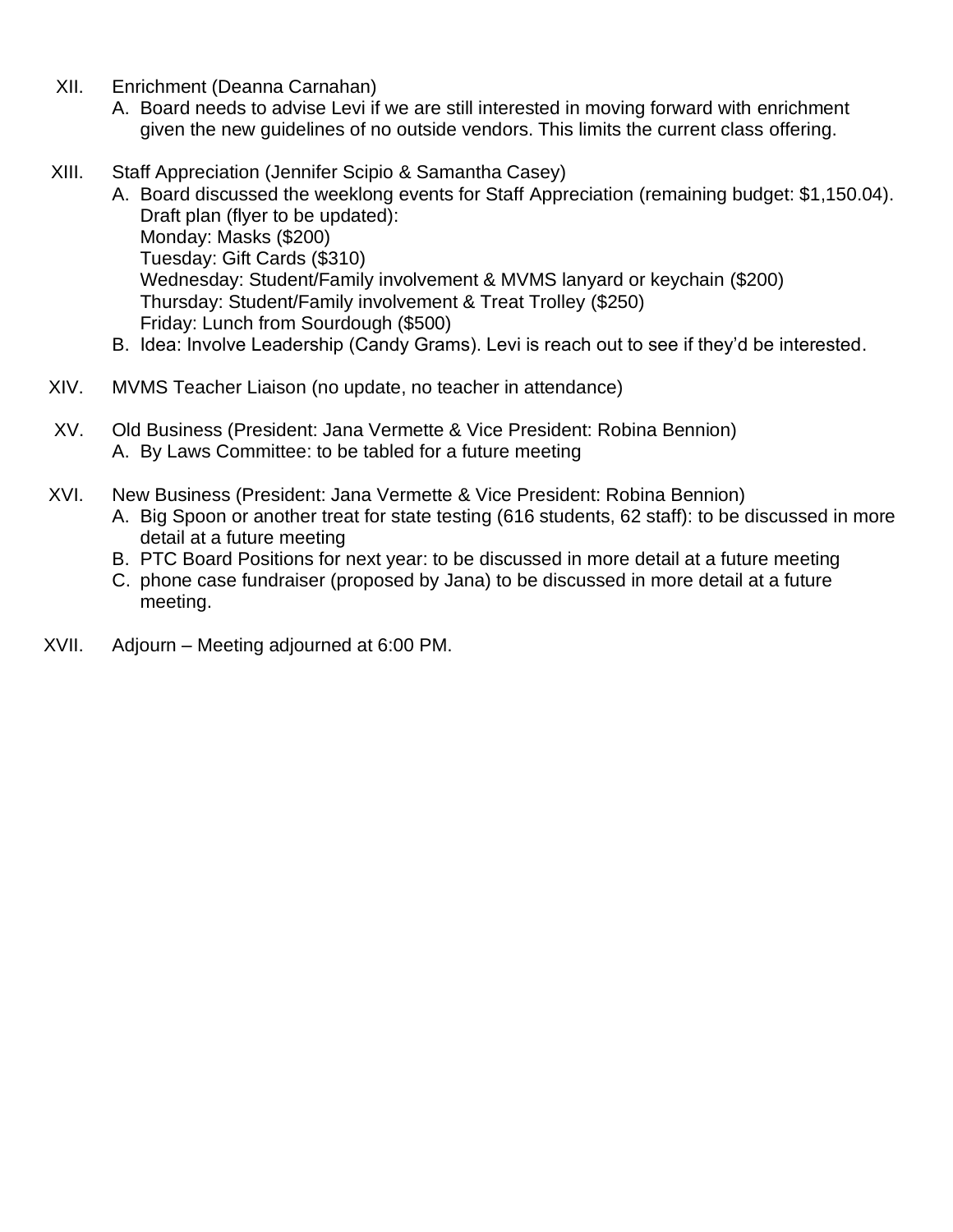XII. Enrichment (Deanna Carnahan)
   A. Board needs to advise Levi if we are still interested in moving forward with enrichment given the new guidelines of no outside vendors. This limits the current class offering.

XIII. Staff Appreciation (Jennifer Scipio & Samantha Casey)
   A. Board discussed the weeklong events for Staff Appreciation (remaining budget: $1,150.04). Draft plan (flyer to be updated):
      Monday: Masks ($200)
      Tuesday: Gift Cards ($310)
      Wednesday: Student/Family involvement & MVMS lanyard or keychain ($200)
      Thursday: Student/Family involvement & Treat Trolley ($250)
      Friday: Lunch from Sourdough ($500)
   B. Idea: Involve Leadership (Candy Grams). Levi is reach out to see if they'd be interested.

XIV. MVMS Teacher Liaison (no update, no teacher in attendance)

XV. Old Business (President: Jana Vermette & Vice President: Robina Bennion)
   A. By Laws Committee: to be tabled for a future meeting

XVI. New Business (President: Jana Vermette & Vice President: Robina Bennion)
   A. Big Spoon or another treat for state testing (616 students, 62 staff): to be discussed in more detail at a future meeting
   B. PTC Board Positions for next year: to be discussed in more detail at a future meeting
   C. phone case fundraiser (proposed by Jana) to be discussed in more detail at a future meeting.

XVII. Adjourn – Meeting adjourned at 6:00 PM.